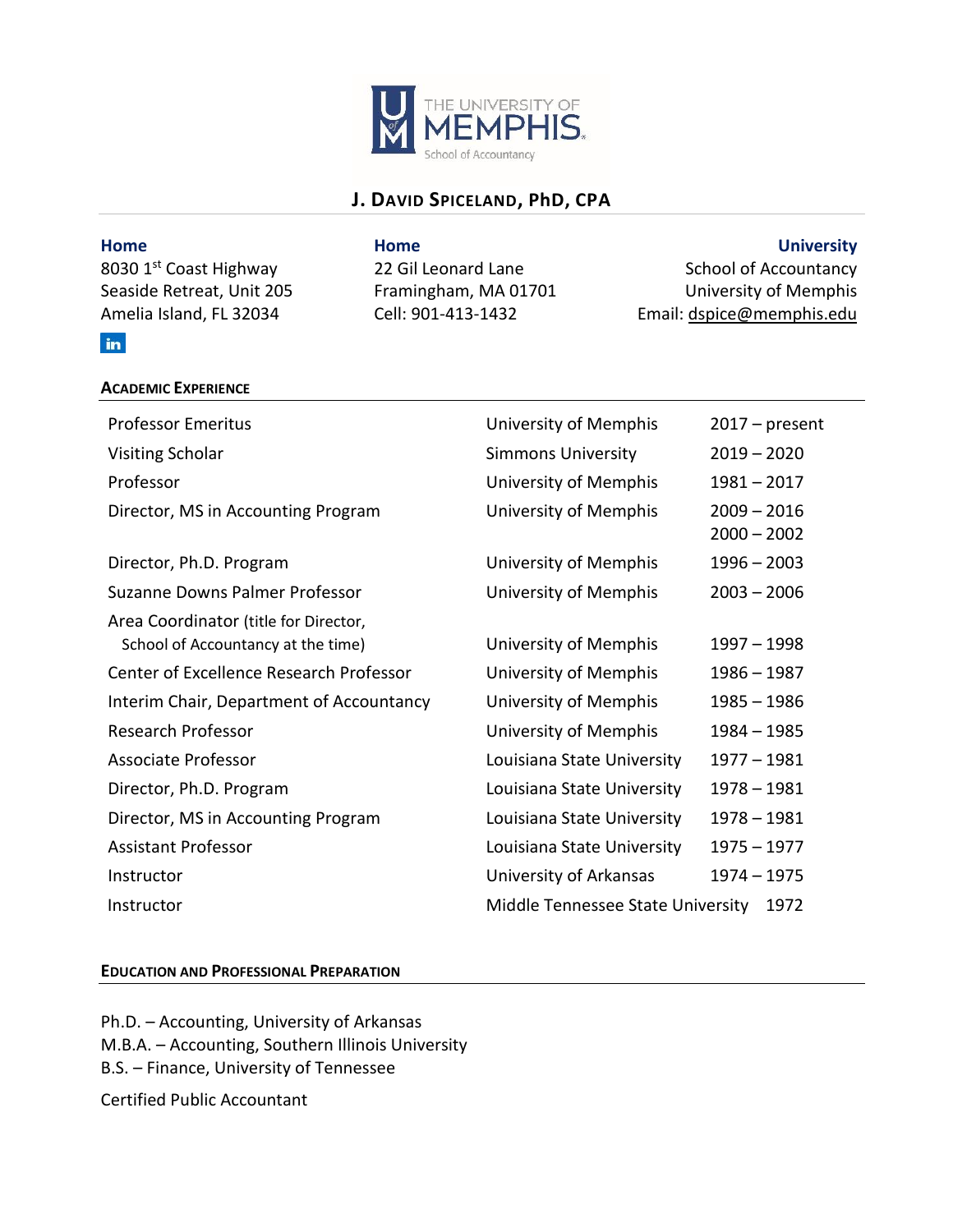# J. David Spiceland, PhD, CPA

**Home**
8030 1st Coast Highway
Seaside Retreat, Unit 205
Amelia Island, FL 32034

**Home**
22 Gil Leonard Lane
Framingham, MA 01701
Cell: 901-413-1432

**University**
School of Accountancy
University of Memphis
Email: dspice@memphis.edu

## Academic Experience

| | | |
|---|---|---|
| Professor Emeritus | University of Memphis | 2017 – present |
| Visiting Scholar | Simmons University | 2019 – 2020 |
| Professor | University of Memphis | 1981 – 2017 |
| Director, MS in Accounting Program | University of Memphis | 2009 – 2016<br>2000 – 2002 |
| Director, Ph.D. Program | University of Memphis | 1996 – 2003 |
| Suzanne Downs Palmer Professor | University of Memphis | 2003 – 2006 |
| Area Coordinator (title for Director, School of Accountancy at the time) | University of Memphis | 1997 – 1998 |
| Center of Excellence Research Professor | University of Memphis | 1986 – 1987 |
| Interim Chair, Department of Accountancy | University of Memphis | 1985 – 1986 |
| Research Professor | University of Memphis | 1984 – 1985 |
| Associate Professor | Louisiana State University | 1977 – 1981 |
| Director, Ph.D. Program | Louisiana State University | 1978 – 1981 |
| Director, MS in Accounting Program | Louisiana State University | 1978 – 1981 |
| Assistant Professor | Louisiana State University | 1975 – 1977 |
| Instructor | University of Arkansas | 1974 – 1975 |
| Instructor | Middle Tennessee State University | 1972 |

## Education and Professional Preparation

Ph.D. – Accounting, University of Arkansas
M.B.A. – Accounting, Southern Illinois University
B.S. – Finance, University of Tennessee

Certified Public Accountant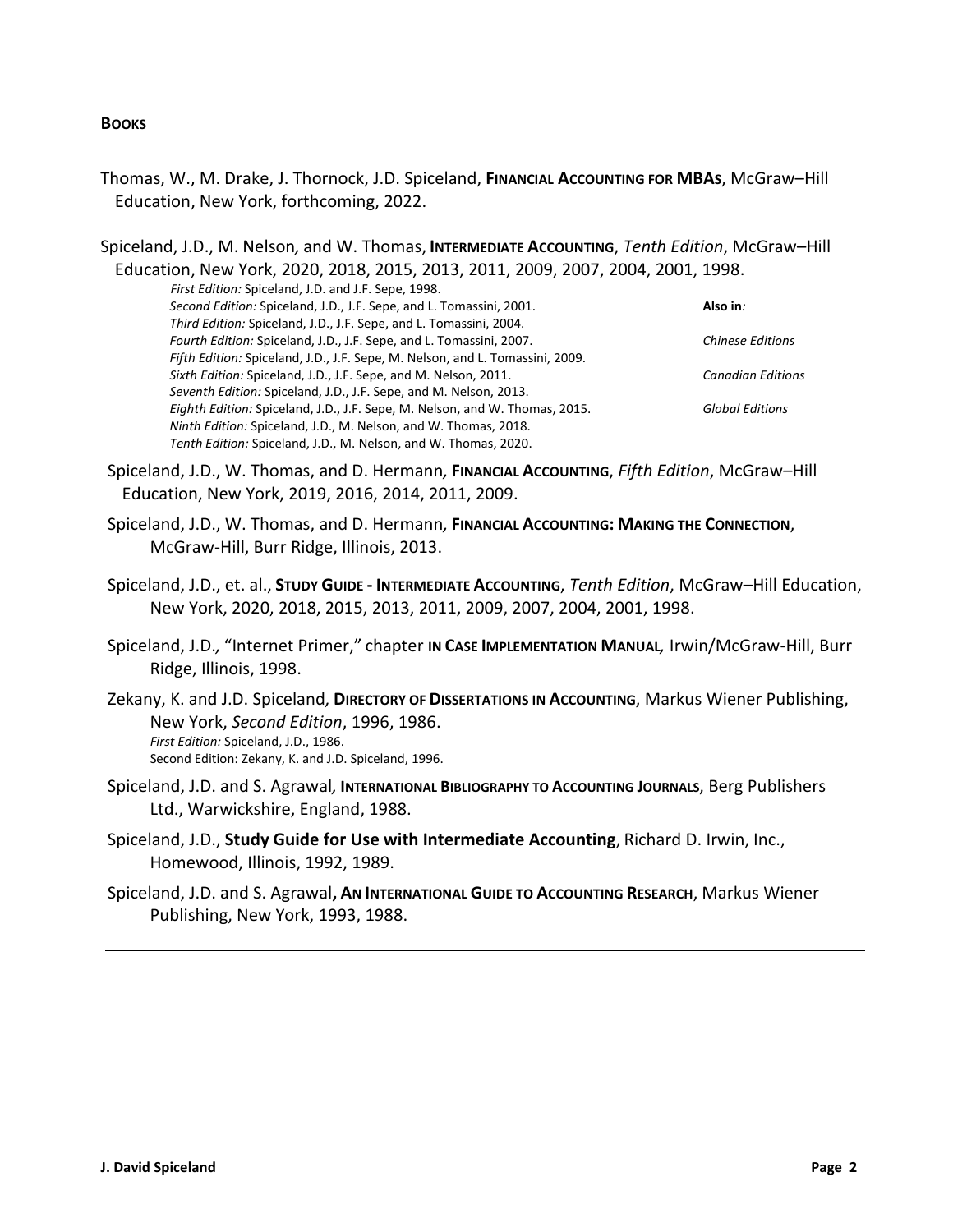## BOOKS

Thomas, W., M. Drake, J. Thornock, J.D. Spiceland, **FINANCIAL ACCOUNTING FOR MBAS**, McGraw–Hill Education, New York, forthcoming, 2022.

Spiceland, J.D., M. Nelson, and W. Thomas, **INTERMEDIATE ACCOUNTING**, *Tenth Edition*, McGraw–Hill Education, New York, 2020, 2018, 2015, 2013, 2011, 2009, 2007, 2004, 2001, 1998.

*First Edition:* Spiceland, J.D. and J.F. Sepe, 1998.
*Second Edition:* Spiceland, J.D., J.F. Sepe, and L. Tomassini, 2001.
*Third Edition:* Spiceland, J.D., J.F. Sepe, and L. Tomassini, 2004.
*Fourth Edition:* Spiceland, J.D., J.F. Sepe, and L. Tomassini, 2007.
*Fifth Edition:* Spiceland, J.D., J.F. Sepe, M. Nelson, and L. Tomassini, 2009.
*Sixth Edition:* Spiceland, J.D., J.F. Sepe, and M. Nelson, 2011.
*Seventh Edition:* Spiceland, J.D., J.F. Sepe, and M. Nelson, 2013.
*Eighth Edition:* Spiceland, J.D., J.F. Sepe, M. Nelson, and W. Thomas, 2015.
*Ninth Edition:* Spiceland, J.D., M. Nelson, and W. Thomas, 2018.
*Tenth Edition:* Spiceland, J.D., M. Nelson, and W. Thomas, 2020.

**Also in***:*
*Chinese Editions*
*Canadian Editions*
*Global Editions*

Spiceland, J.D., W. Thomas, and D. Hermann, **FINANCIAL ACCOUNTING**, *Fifth Edition*, McGraw–Hill Education, New York, 2019, 2016, 2014, 2011, 2009.

Spiceland, J.D., W. Thomas, and D. Hermann, **FINANCIAL ACCOUNTING: MAKING THE CONNECTION**, McGraw-Hill, Burr Ridge, Illinois, 2013.

Spiceland, J.D., et. al., **STUDY GUIDE - INTERMEDIATE ACCOUNTING**, *Tenth Edition*, McGraw–Hill Education, New York, 2020, 2018, 2015, 2013, 2011, 2009, 2007, 2004, 2001, 1998.

Spiceland, J.D., "Internet Primer," chapter **IN CASE IMPLEMENTATION MANUAL**, Irwin/McGraw-Hill, Burr Ridge, Illinois, 1998.

Zekany, K. and J.D. Spiceland, **DIRECTORY OF DISSERTATIONS IN ACCOUNTING**, Markus Wiener Publishing, New York, *Second Edition*, 1996, 1986.
*First Edition:* Spiceland, J.D., 1986.
Second Edition: Zekany, K. and J.D. Spiceland, 1996.

Spiceland, J.D. and S. Agrawal, **INTERNATIONAL BIBLIOGRAPHY TO ACCOUNTING JOURNALS**, Berg Publishers Ltd., Warwickshire, England, 1988.

Spiceland, J.D., **Study Guide for Use with Intermediate Accounting**, Richard D. Irwin, Inc., Homewood, Illinois, 1992, 1989.

Spiceland, J.D. and S. Agrawal**, AN INTERNATIONAL GUIDE TO ACCOUNTING RESEARCH**, Markus Wiener Publishing, New York, 1993, 1988.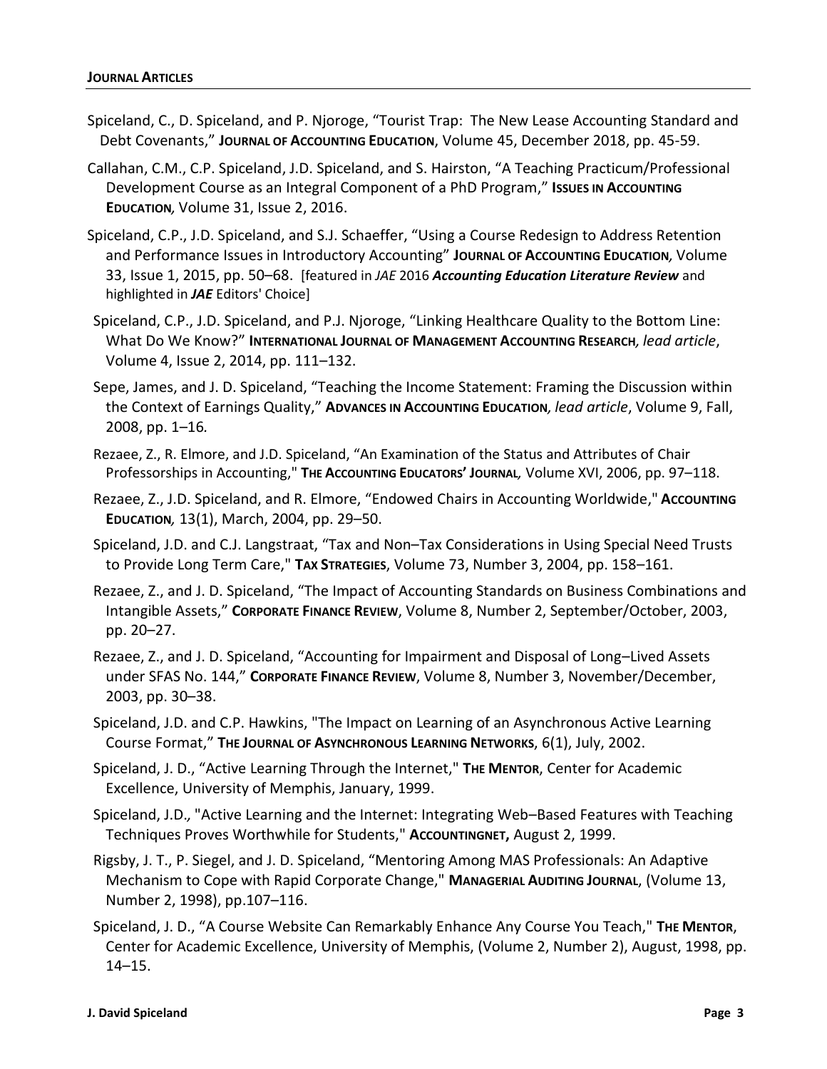**JOURNAL ARTICLES**

Spiceland, C., D. Spiceland, and P. Njoroge, "Tourist Trap: The New Lease Accounting Standard and Debt Covenants," **JOURNAL OF ACCOUNTING EDUCATION**, Volume 45, December 2018, pp. 45-59.

Callahan, C.M., C.P. Spiceland, J.D. Spiceland, and S. Hairston, "A Teaching Practicum/Professional Development Course as an Integral Component of a PhD Program," **ISSUES IN ACCOUNTING EDUCATION***,* Volume 31, Issue 2, 2016.

Spiceland, C.P., J.D. Spiceland, and S.J. Schaeffer, "Using a Course Redesign to Address Retention and Performance Issues in Introductory Accounting" **JOURNAL OF ACCOUNTING EDUCATION***,* Volume 33, Issue 1, 2015, pp. 50–68. [featured in *JAE* 2016 ***Accounting Education Literature Review*** and highlighted in ***JAE*** Editors' Choice]

Spiceland, C.P., J.D. Spiceland, and P.J. Njoroge, "Linking Healthcare Quality to the Bottom Line: What Do We Know?" **INTERNATIONAL JOURNAL OF MANAGEMENT ACCOUNTING RESEARCH***, lead article*, Volume 4, Issue 2, 2014, pp. 111–132.

Sepe, James, and J. D. Spiceland, "Teaching the Income Statement: Framing the Discussion within the Context of Earnings Quality," **ADVANCES IN ACCOUNTING EDUCATION***, lead article*, Volume 9, Fall, 2008, pp. 1–16*.*

Rezaee, Z., R. Elmore, and J.D. Spiceland, "An Examination of the Status and Attributes of Chair Professorships in Accounting," **THE ACCOUNTING EDUCATORS' JOURNAL***,* Volume XVI, 2006, pp. 97–118.

Rezaee, Z., J.D. Spiceland, and R. Elmore, "Endowed Chairs in Accounting Worldwide," **ACCOUNTING EDUCATION***,* 13(1), March, 2004, pp. 29–50.

Spiceland, J.D. and C.J. Langstraat, "Tax and Non–Tax Considerations in Using Special Need Trusts to Provide Long Term Care," **TAX STRATEGIES**, Volume 73, Number 3, 2004, pp. 158–161.

Rezaee, Z., and J. D. Spiceland, "The Impact of Accounting Standards on Business Combinations and Intangible Assets," **CORPORATE FINANCE REVIEW**, Volume 8, Number 2, September/October, 2003, pp. 20–27.

Rezaee, Z., and J. D. Spiceland, "Accounting for Impairment and Disposal of Long–Lived Assets under SFAS No. 144," **CORPORATE FINANCE REVIEW**, Volume 8, Number 3, November/December, 2003, pp. 30–38.

Spiceland, J.D. and C.P. Hawkins, "The Impact on Learning of an Asynchronous Active Learning Course Format," **THE JOURNAL OF ASYNCHRONOUS LEARNING NETWORKS**, 6(1), July, 2002.

Spiceland, J. D., "Active Learning Through the Internet," **THE MENTOR**, Center for Academic Excellence, University of Memphis, January, 1999.

Spiceland, J.D., "Active Learning and the Internet: Integrating Web–Based Features with Teaching Techniques Proves Worthwhile for Students," **ACCOUNTINGNET,** August 2, 1999.

Rigsby, J. T., P. Siegel, and J. D. Spiceland, "Mentoring Among MAS Professionals: An Adaptive Mechanism to Cope with Rapid Corporate Change," **MANAGERIAL AUDITING JOURNAL**, (Volume 13, Number 2, 1998), pp.107–116.

Spiceland, J. D., "A Course Website Can Remarkably Enhance Any Course You Teach," **THE MENTOR**, Center for Academic Excellence, University of Memphis, (Volume 2, Number 2), August, 1998, pp. 14–15.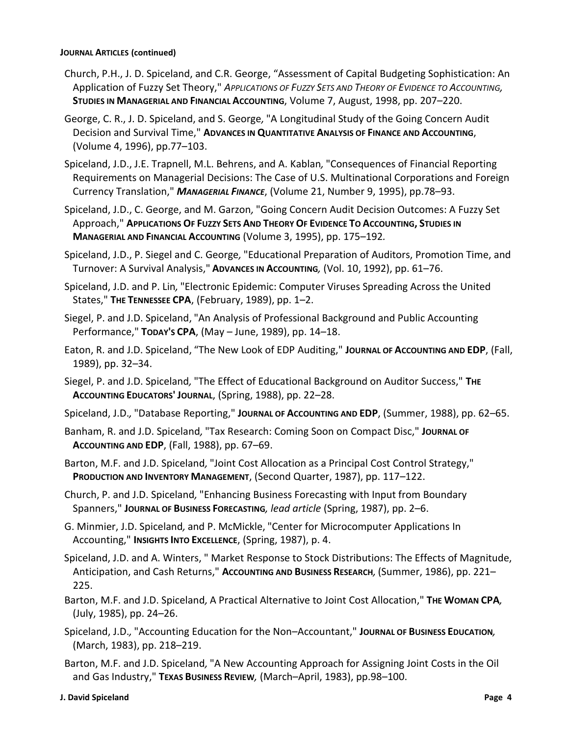**JOURNAL ARTICLES (continued)**

Church, P.H., J. D. Spiceland, and C.R. George, "Assessment of Capital Budgeting Sophistication: An Application of Fuzzy Set Theory," *APPLICATIONS OF FUZZY SETS AND THEORY OF EVIDENCE TO ACCOUNTING,* **STUDIES IN MANAGERIAL AND FINANCIAL ACCOUNTING**, Volume 7, August, 1998, pp. 207–220.

George, C. R., J. D. Spiceland, and S. George, "A Longitudinal Study of the Going Concern Audit Decision and Survival Time," **ADVANCES IN QUANTITATIVE ANALYSIS OF FINANCE AND ACCOUNTING**, (Volume 4, 1996), pp.77–103.

Spiceland, J.D., J.E. Trapnell, M.L. Behrens, and A. Kablan, "Consequences of Financial Reporting Requirements on Managerial Decisions: The Case of U.S. Multinational Corporations and Foreign Currency Translation," ***MANAGERIAL FINANCE***, (Volume 21, Number 9, 1995), pp.78–93.

Spiceland, J.D., C. George, and M. Garzon, "Going Concern Audit Decision Outcomes: A Fuzzy Set Approach," **APPLICATIONS OF FUZZY SETS AND THEORY OF EVIDENCE TO ACCOUNTING, STUDIES IN MANAGERIAL AND FINANCIAL ACCOUNTING** (Volume 3, 1995), pp. 175–192.

Spiceland, J.D., P. Siegel and C. George, "Educational Preparation of Auditors, Promotion Time, and Turnover: A Survival Analysis," **ADVANCES IN ACCOUNTING**, (Vol. 10, 1992), pp. 61–76.

Spiceland, J.D. and P. Lin, "Electronic Epidemic: Computer Viruses Spreading Across the United States," **THE TENNESSEE CPA**, (February, 1989), pp. 1–2.

Siegel, P. and J.D. Spiceland, "An Analysis of Professional Background and Public Accounting Performance," **TODAY'S CPA**, (May – June, 1989), pp. 14–18.

Eaton, R. and J.D. Spiceland, "The New Look of EDP Auditing," **JOURNAL OF ACCOUNTING AND EDP**, (Fall, 1989), pp. 32–34.

Siegel, P. and J.D. Spiceland, "The Effect of Educational Background on Auditor Success," **THE ACCOUNTING EDUCATORS' JOURNAL**, (Spring, 1988), pp. 22–28.

Spiceland, J.D., "Database Reporting," **JOURNAL OF ACCOUNTING AND EDP**, (Summer, 1988), pp. 62–65.

Banham, R. and J.D. Spiceland, "Tax Research: Coming Soon on Compact Disc," **JOURNAL OF ACCOUNTING AND EDP**, (Fall, 1988), pp. 67–69.

Barton, M.F. and J.D. Spiceland, "Joint Cost Allocation as a Principal Cost Control Strategy," **PRODUCTION AND INVENTORY MANAGEMENT**, (Second Quarter, 1987), pp. 117–122.

Church, P. and J.D. Spiceland, "Enhancing Business Forecasting with Input from Boundary Spanners," **JOURNAL OF BUSINESS FORECASTING**, *lead article* (Spring, 1987), pp. 2–6.

G. Minmier, J.D. Spiceland, and P. McMickle, "Center for Microcomputer Applications In Accounting," **INSIGHTS INTO EXCELLENCE**, (Spring, 1987), p. 4.

Spiceland, J.D. and A. Winters, " Market Response to Stock Distributions: The Effects of Magnitude, Anticipation, and Cash Returns," **ACCOUNTING AND BUSINESS RESEARCH**, (Summer, 1986), pp. 221–225.

Barton, M.F. and J.D. Spiceland, A Practical Alternative to Joint Cost Allocation," **THE WOMAN CPA**, (July, 1985), pp. 24–26.

Spiceland, J.D., "Accounting Education for the Non–Accountant," **JOURNAL OF BUSINESS EDUCATION**, (March, 1983), pp. 218–219.

Barton, M.F. and J.D. Spiceland, "A New Accounting Approach for Assigning Joint Costs in the Oil and Gas Industry," **TEXAS BUSINESS REVIEW**, (March–April, 1983), pp.98–100.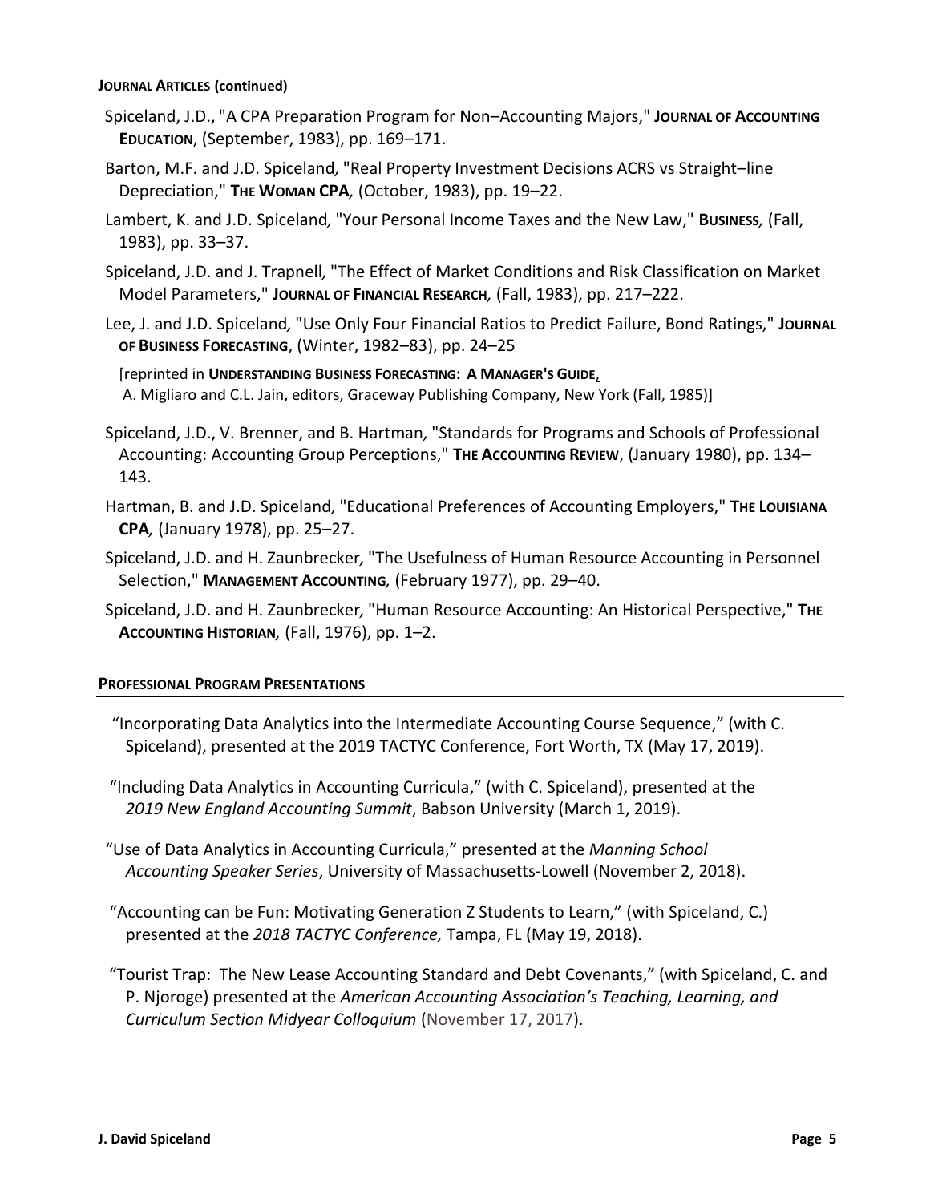**JOURNAL ARTICLES (continued)**

Spiceland, J.D., "A CPA Preparation Program for Non–Accounting Majors," **JOURNAL OF ACCOUNTING EDUCATION**, (September, 1983), pp. 169–171.

Barton, M.F. and J.D. Spiceland, "Real Property Investment Decisions ACRS vs Straight–line Depreciation," **THE WOMAN CPA**, (October, 1983), pp. 19–22.

Lambert, K. and J.D. Spiceland, "Your Personal Income Taxes and the New Law," **BUSINESS**, (Fall, 1983), pp. 33–37.

Spiceland, J.D. and J. Trapnell, "The Effect of Market Conditions and Risk Classification on Market Model Parameters," **JOURNAL OF FINANCIAL RESEARCH**, (Fall, 1983), pp. 217–222.

Lee, J. and J.D. Spiceland, "Use Only Four Financial Ratios to Predict Failure, Bond Ratings," **JOURNAL OF BUSINESS FORECASTING**, (Winter, 1982–83), pp. 24–25

[reprinted in **UNDERSTANDING BUSINESS FORECASTING: A MANAGER'S GUIDE**, A. Migliaro and C.L. Jain, editors, Graceway Publishing Company, New York (Fall, 1985)]

Spiceland, J.D., V. Brenner, and B. Hartman, "Standards for Programs and Schools of Professional Accounting: Accounting Group Perceptions," **THE ACCOUNTING REVIEW**, (January 1980), pp. 134–143.

Hartman, B. and J.D. Spiceland, "Educational Preferences of Accounting Employers," **THE LOUISIANA CPA**, (January 1978), pp. 25–27.

Spiceland, J.D. and H. Zaunbrecker, "The Usefulness of Human Resource Accounting in Personnel Selection," **MANAGEMENT ACCOUNTING**, (February 1977), pp. 29–40.

Spiceland, J.D. and H. Zaunbrecker, "Human Resource Accounting: An Historical Perspective," **THE ACCOUNTING HISTORIAN**, (Fall, 1976), pp. 1–2.

## PROFESSIONAL PROGRAM PRESENTATIONS

"Incorporating Data Analytics into the Intermediate Accounting Course Sequence," (with C. Spiceland), presented at the 2019 TACTYC Conference, Fort Worth, TX (May 17, 2019).

"Including Data Analytics in Accounting Curricula," (with C. Spiceland), presented at the *2019 New England Accounting Summit*, Babson University (March 1, 2019).

"Use of Data Analytics in Accounting Curricula," presented at the *Manning School Accounting Speaker Series*, University of Massachusetts-Lowell (November 2, 2018).

"Accounting can be Fun: Motivating Generation Z Students to Learn," (with Spiceland, C.) presented at the *2018 TACTYC Conference,* Tampa, FL (May 19, 2018).

"Tourist Trap: The New Lease Accounting Standard and Debt Covenants," (with Spiceland, C. and P. Njoroge) presented at the *American Accounting Association's Teaching, Learning, and Curriculum Section Midyear Colloquium* (November 17, 2017).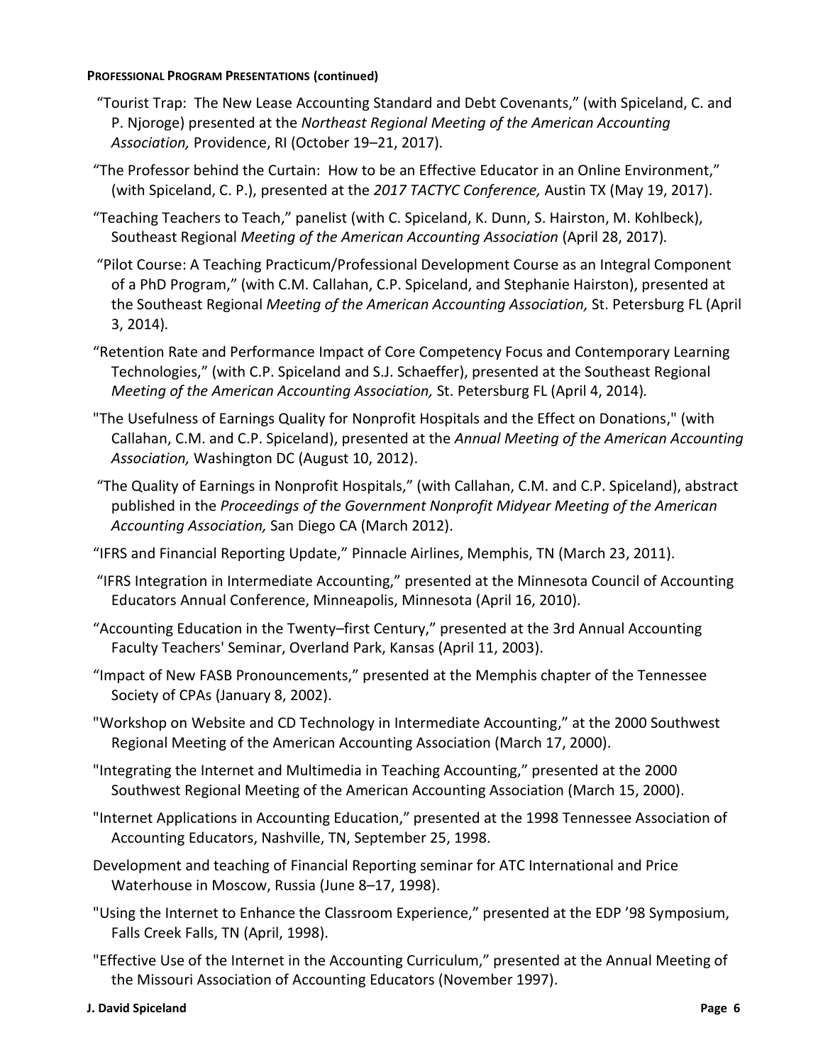**PROFESSIONAL PROGRAM PRESENTATIONS (continued)**

"Tourist Trap: The New Lease Accounting Standard and Debt Covenants," (with Spiceland, C. and P. Njoroge) presented at the *Northeast Regional Meeting of the American Accounting Association,* Providence, RI (October 19–21, 2017).

"The Professor behind the Curtain: How to be an Effective Educator in an Online Environment," (with Spiceland, C. P.), presented at the *2017 TACTYC Conference,* Austin TX (May 19, 2017).

"Teaching Teachers to Teach," panelist (with C. Spiceland, K. Dunn, S. Hairston, M. Kohlbeck), Southeast Regional *Meeting of the American Accounting Association* (April 28, 2017).

"Pilot Course: A Teaching Practicum/Professional Development Course as an Integral Component of a PhD Program," (with C.M. Callahan, C.P. Spiceland, and Stephanie Hairston), presented at the Southeast Regional *Meeting of the American Accounting Association,* St. Petersburg FL (April 3, 2014).

"Retention Rate and Performance Impact of Core Competency Focus and Contemporary Learning Technologies," (with C.P. Spiceland and S.J. Schaeffer), presented at the Southeast Regional *Meeting of the American Accounting Association,* St. Petersburg FL (April 4, 2014).

"The Usefulness of Earnings Quality for Nonprofit Hospitals and the Effect on Donations," (with Callahan, C.M. and C.P. Spiceland), presented at the *Annual Meeting of the American Accounting Association,* Washington DC (August 10, 2012).

"The Quality of Earnings in Nonprofit Hospitals," (with Callahan, C.M. and C.P. Spiceland), abstract published in the *Proceedings of the Government Nonprofit Midyear Meeting of the American Accounting Association,* San Diego CA (March 2012).

"IFRS and Financial Reporting Update," Pinnacle Airlines, Memphis, TN (March 23, 2011).

"IFRS Integration in Intermediate Accounting," presented at the Minnesota Council of Accounting Educators Annual Conference, Minneapolis, Minnesota (April 16, 2010).

"Accounting Education in the Twenty–first Century," presented at the 3rd Annual Accounting Faculty Teachers' Seminar, Overland Park, Kansas (April 11, 2003).

"Impact of New FASB Pronouncements," presented at the Memphis chapter of the Tennessee Society of CPAs (January 8, 2002).

"Workshop on Website and CD Technology in Intermediate Accounting," at the 2000 Southwest Regional Meeting of the American Accounting Association (March 17, 2000).

"Integrating the Internet and Multimedia in Teaching Accounting," presented at the 2000 Southwest Regional Meeting of the American Accounting Association (March 15, 2000).

"Internet Applications in Accounting Education," presented at the 1998 Tennessee Association of Accounting Educators, Nashville, TN, September 25, 1998.

Development and teaching of Financial Reporting seminar for ATC International and Price Waterhouse in Moscow, Russia (June 8–17, 1998).

"Using the Internet to Enhance the Classroom Experience," presented at the EDP '98 Symposium, Falls Creek Falls, TN (April, 1998).

"Effective Use of the Internet in the Accounting Curriculum," presented at the Annual Meeting of the Missouri Association of Accounting Educators (November 1997).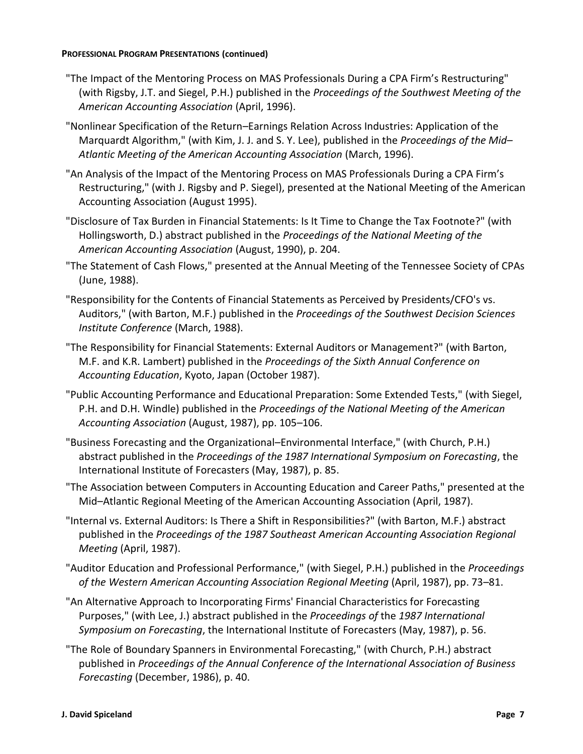**PROFESSIONAL PROGRAM PRESENTATIONS (continued)**

"The Impact of the Mentoring Process on MAS Professionals During a CPA Firm's Restructuring" (with Rigsby, J.T. and Siegel, P.H.) published in the *Proceedings of the Southwest Meeting of the American Accounting Association* (April, 1996).

"Nonlinear Specification of the Return–Earnings Relation Across Industries: Application of the Marquardt Algorithm," (with Kim, J. J. and S. Y. Lee), published in the *Proceedings of the Mid–Atlantic Meeting of the American Accounting Association* (March, 1996).

"An Analysis of the Impact of the Mentoring Process on MAS Professionals During a CPA Firm's Restructuring," (with J. Rigsby and P. Siegel), presented at the National Meeting of the American Accounting Association (August 1995).

"Disclosure of Tax Burden in Financial Statements: Is It Time to Change the Tax Footnote?" (with Hollingsworth, D.) abstract published in the *Proceedings of the National Meeting of the American Accounting Association* (August, 1990), p. 204.

"The Statement of Cash Flows," presented at the Annual Meeting of the Tennessee Society of CPAs (June, 1988).

"Responsibility for the Contents of Financial Statements as Perceived by Presidents/CFO's vs. Auditors," (with Barton, M.F.) published in the *Proceedings of the Southwest Decision Sciences Institute Conference* (March, 1988).

"The Responsibility for Financial Statements: External Auditors or Management?" (with Barton, M.F. and K.R. Lambert) published in the *Proceedings of the Sixth Annual Conference on Accounting Education*, Kyoto, Japan (October 1987).

"Public Accounting Performance and Educational Preparation: Some Extended Tests," (with Siegel, P.H. and D.H. Windle) published in the *Proceedings of the National Meeting of the American Accounting Association* (August, 1987), pp. 105–106.

"Business Forecasting and the Organizational–Environmental Interface," (with Church, P.H.) abstract published in the *Proceedings of the 1987 International Symposium on Forecasting*, the International Institute of Forecasters (May, 1987), p. 85.

"The Association between Computers in Accounting Education and Career Paths," presented at the Mid–Atlantic Regional Meeting of the American Accounting Association (April, 1987).

"Internal vs. External Auditors: Is There a Shift in Responsibilities?" (with Barton, M.F.) abstract published in the *Proceedings of the 1987 Southeast American Accounting Association Regional Meeting* (April, 1987).

"Auditor Education and Professional Performance," (with Siegel, P.H.) published in the *Proceedings of the Western American Accounting Association Regional Meeting* (April, 1987), pp. 73–81.

"An Alternative Approach to Incorporating Firms' Financial Characteristics for Forecasting Purposes," (with Lee, J.) abstract published in the *Proceedings of* the *1987 International Symposium on Forecasting*, the International Institute of Forecasters (May, 1987), p. 56.

"The Role of Boundary Spanners in Environmental Forecasting," (with Church, P.H.) abstract published in *Proceedings of the Annual Conference of the International Association of Business Forecasting* (December, 1986), p. 40.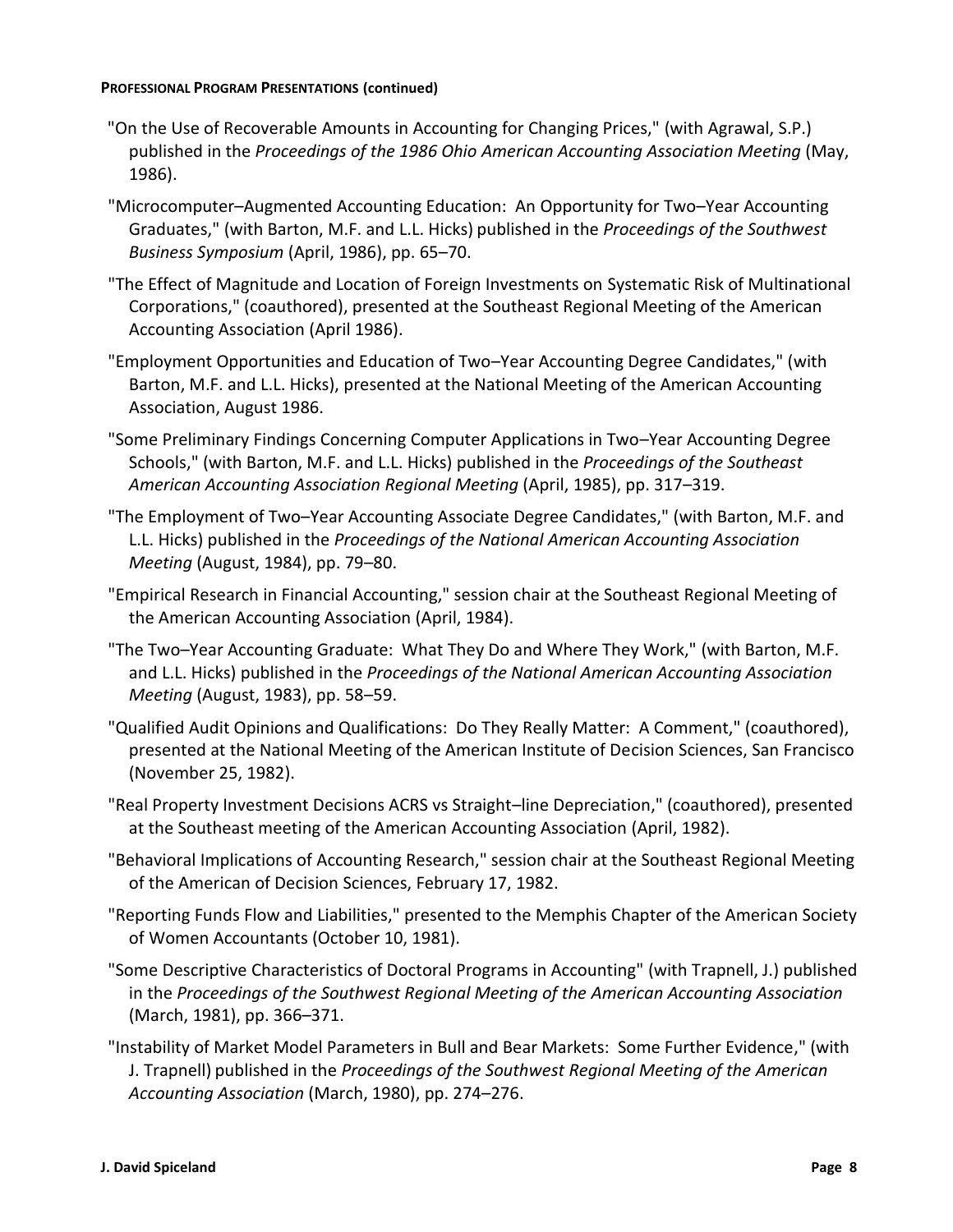**PROFESSIONAL PROGRAM PRESENTATIONS (continued)**

"On the Use of Recoverable Amounts in Accounting for Changing Prices," (with Agrawal, S.P.) published in the *Proceedings of the 1986 Ohio American Accounting Association Meeting* (May, 1986).

"Microcomputer–Augmented Accounting Education: An Opportunity for Two–Year Accounting Graduates," (with Barton, M.F. and L.L. Hicks) published in the *Proceedings of the Southwest Business Symposium* (April, 1986), pp. 65–70.

"The Effect of Magnitude and Location of Foreign Investments on Systematic Risk of Multinational Corporations," (coauthored), presented at the Southeast Regional Meeting of the American Accounting Association (April 1986).

"Employment Opportunities and Education of Two–Year Accounting Degree Candidates," (with Barton, M.F. and L.L. Hicks), presented at the National Meeting of the American Accounting Association, August 1986.

"Some Preliminary Findings Concerning Computer Applications in Two–Year Accounting Degree Schools," (with Barton, M.F. and L.L. Hicks) published in the *Proceedings of the Southeast American Accounting Association Regional Meeting* (April, 1985), pp. 317–319.

"The Employment of Two–Year Accounting Associate Degree Candidates," (with Barton, M.F. and L.L. Hicks) published in the *Proceedings of the National American Accounting Association Meeting* (August, 1984), pp. 79–80.

"Empirical Research in Financial Accounting," session chair at the Southeast Regional Meeting of the American Accounting Association (April, 1984).

"The Two–Year Accounting Graduate: What They Do and Where They Work," (with Barton, M.F. and L.L. Hicks) published in the *Proceedings of the National American Accounting Association Meeting* (August, 1983), pp. 58–59.

"Qualified Audit Opinions and Qualifications: Do They Really Matter: A Comment," (coauthored), presented at the National Meeting of the American Institute of Decision Sciences, San Francisco (November 25, 1982).

"Real Property Investment Decisions ACRS vs Straight–line Depreciation," (coauthored), presented at the Southeast meeting of the American Accounting Association (April, 1982).

"Behavioral Implications of Accounting Research," session chair at the Southeast Regional Meeting of the American of Decision Sciences, February 17, 1982.

"Reporting Funds Flow and Liabilities," presented to the Memphis Chapter of the American Society of Women Accountants (October 10, 1981).

"Some Descriptive Characteristics of Doctoral Programs in Accounting" (with Trapnell, J.) published in the *Proceedings of the Southwest Regional Meeting of the American Accounting Association* (March, 1981), pp. 366–371.

"Instability of Market Model Parameters in Bull and Bear Markets: Some Further Evidence," (with J. Trapnell) published in the *Proceedings of the Southwest Regional Meeting of the American Accounting Association* (March, 1980), pp. 274–276.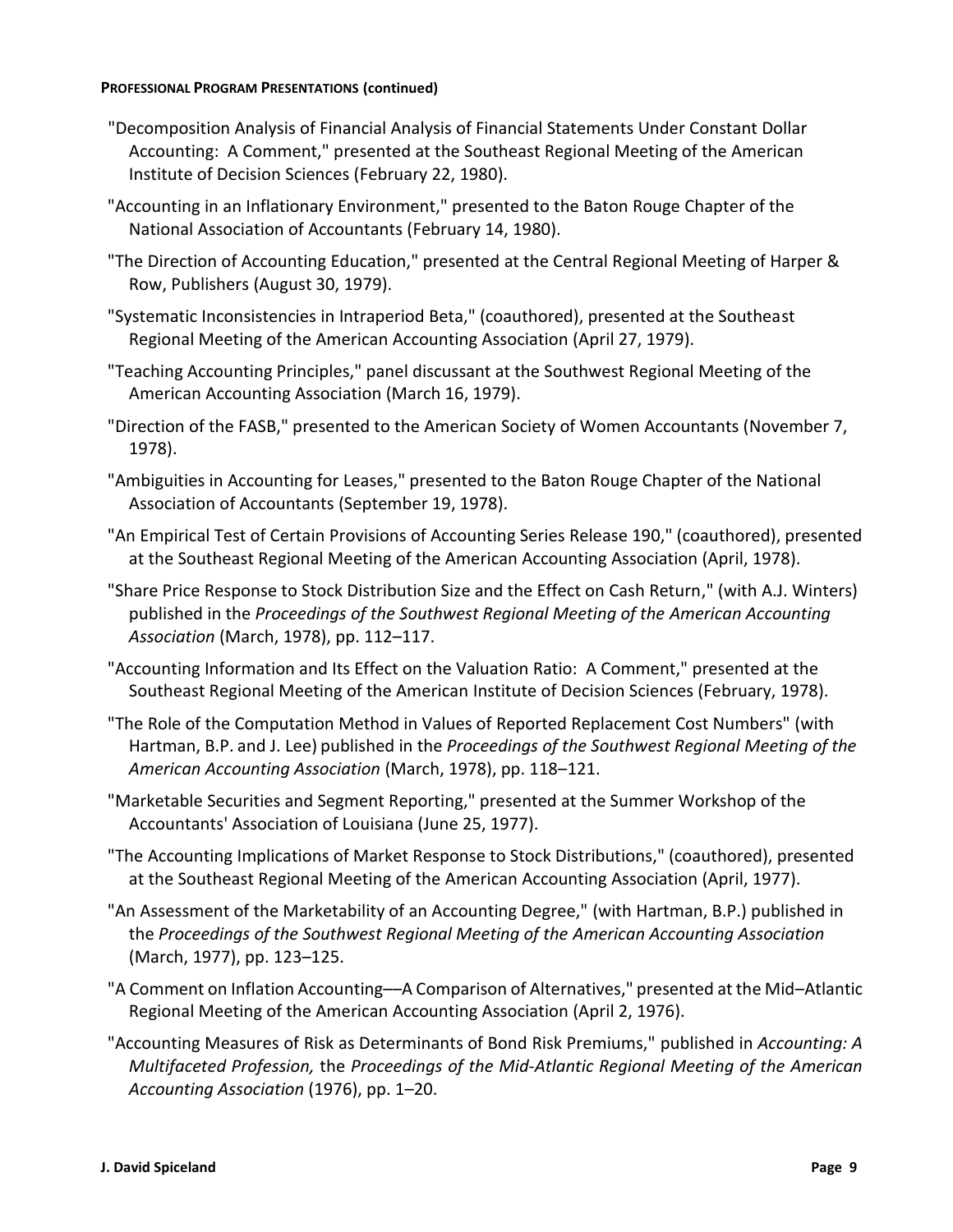**PROFESSIONAL PROGRAM PRESENTATIONS (continued)**

"Decomposition Analysis of Financial Analysis of Financial Statements Under Constant Dollar Accounting: A Comment," presented at the Southeast Regional Meeting of the American Institute of Decision Sciences (February 22, 1980).

"Accounting in an Inflationary Environment," presented to the Baton Rouge Chapter of the National Association of Accountants (February 14, 1980).

"The Direction of Accounting Education," presented at the Central Regional Meeting of Harper & Row, Publishers (August 30, 1979).

"Systematic Inconsistencies in Intraperiod Beta," (coauthored), presented at the Southeast Regional Meeting of the American Accounting Association (April 27, 1979).

"Teaching Accounting Principles," panel discussant at the Southwest Regional Meeting of the American Accounting Association (March 16, 1979).

"Direction of the FASB," presented to the American Society of Women Accountants (November 7, 1978).

"Ambiguities in Accounting for Leases," presented to the Baton Rouge Chapter of the National Association of Accountants (September 19, 1978).

"An Empirical Test of Certain Provisions of Accounting Series Release 190," (coauthored), presented at the Southeast Regional Meeting of the American Accounting Association (April, 1978).

"Share Price Response to Stock Distribution Size and the Effect on Cash Return," (with A.J. Winters) published in the *Proceedings of the Southwest Regional Meeting of the American Accounting Association* (March, 1978), pp. 112–117.

"Accounting Information and Its Effect on the Valuation Ratio: A Comment," presented at the Southeast Regional Meeting of the American Institute of Decision Sciences (February, 1978).

"The Role of the Computation Method in Values of Reported Replacement Cost Numbers" (with Hartman, B.P. and J. Lee) published in the *Proceedings of the Southwest Regional Meeting of the American Accounting Association* (March, 1978), pp. 118–121.

"Marketable Securities and Segment Reporting," presented at the Summer Workshop of the Accountants' Association of Louisiana (June 25, 1977).

"The Accounting Implications of Market Response to Stock Distributions," (coauthored), presented at the Southeast Regional Meeting of the American Accounting Association (April, 1977).

"An Assessment of the Marketability of an Accounting Degree," (with Hartman, B.P.) published in the *Proceedings of the Southwest Regional Meeting of the American Accounting Association* (March, 1977), pp. 123–125.

"A Comment on Inflation Accounting—A Comparison of Alternatives," presented at the Mid–Atlantic Regional Meeting of the American Accounting Association (April 2, 1976).

"Accounting Measures of Risk as Determinants of Bond Risk Premiums," published in *Accounting: A Multifaceted Profession,* the *Proceedings of the Mid-Atlantic Regional Meeting of the American Accounting Association* (1976), pp. 1–20.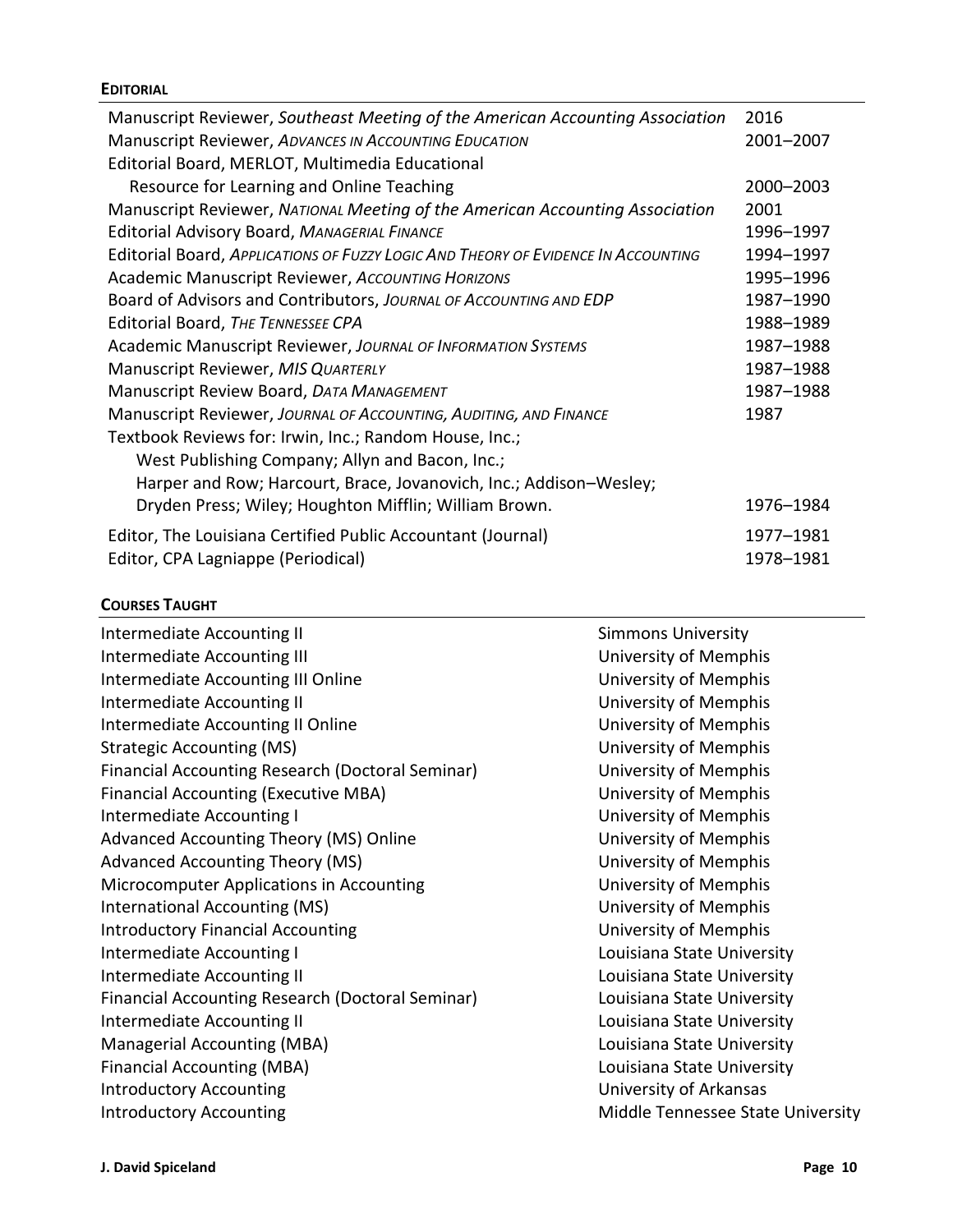**EDITORIAL**

| | |
|---|---|
| Manuscript Reviewer, *Southeast Meeting of the American Accounting Association* | 2016 |
| Manuscript Reviewer, *ADVANCES IN ACCOUNTING EDUCATION* | 2001–2007 |
| Editorial Board, MERLOT, Multimedia Educational Resource for Learning and Online Teaching | 2000–2003 |
| Manuscript Reviewer, *NATIONAL Meeting of the American Accounting Association* | 2001 |
| Editorial Advisory Board, *MANAGERIAL FINANCE* | 1996–1997 |
| Editorial Board, *APPLICATIONS OF FUZZY LOGIC AND THEORY OF EVIDENCE IN ACCOUNTING* | 1994–1997 |
| Academic Manuscript Reviewer, *ACCOUNTING HORIZONS* | 1995–1996 |
| Board of Advisors and Contributors, *JOURNAL OF ACCOUNTING AND EDP* | 1987–1990 |
| Editorial Board, *THE TENNESSEE CPA* | 1988–1989 |
| Academic Manuscript Reviewer, *JOURNAL OF INFORMATION SYSTEMS* | 1987–1988 |
| Manuscript Reviewer, *MIS QUARTERLY* | 1987–1988 |
| Manuscript Review Board, *DATA MANAGEMENT* | 1987–1988 |
| Manuscript Reviewer, *JOURNAL OF ACCOUNTING, AUDITING, AND FINANCE* | 1987 |
| Textbook Reviews for: Irwin, Inc.; Random House, Inc.; West Publishing Company; Allyn and Bacon, Inc.; Harper and Row; Harcourt, Brace, Jovanovich, Inc.; Addison–Wesley; Dryden Press; Wiley; Houghton Mifflin; William Brown. | 1976–1984 |
| Editor, The Louisiana Certified Public Accountant (Journal) | 1977–1981 |
| Editor, CPA Lagniappe (Periodical) | 1978–1981 |

**COURSES TAUGHT**

| | |
|---|---|
| Intermediate Accounting II | Simmons University |
| Intermediate Accounting III | University of Memphis |
| Intermediate Accounting III Online | University of Memphis |
| Intermediate Accounting II | University of Memphis |
| Intermediate Accounting II Online | University of Memphis |
| Strategic Accounting (MS) | University of Memphis |
| Financial Accounting Research (Doctoral Seminar) | University of Memphis |
| Financial Accounting (Executive MBA) | University of Memphis |
| Intermediate Accounting I | University of Memphis |
| Advanced Accounting Theory (MS) Online | University of Memphis |
| Advanced Accounting Theory (MS) | University of Memphis |
| Microcomputer Applications in Accounting | University of Memphis |
| International Accounting (MS) | University of Memphis |
| Introductory Financial Accounting | University of Memphis |
| Intermediate Accounting I | Louisiana State University |
| Intermediate Accounting II | Louisiana State University |
| Financial Accounting Research (Doctoral Seminar) | Louisiana State University |
| Intermediate Accounting II | Louisiana State University |
| Managerial Accounting (MBA) | Louisiana State University |
| Financial Accounting (MBA) | Louisiana State University |
| Introductory Accounting | University of Arkansas |
| Introductory Accounting | Middle Tennessee State University |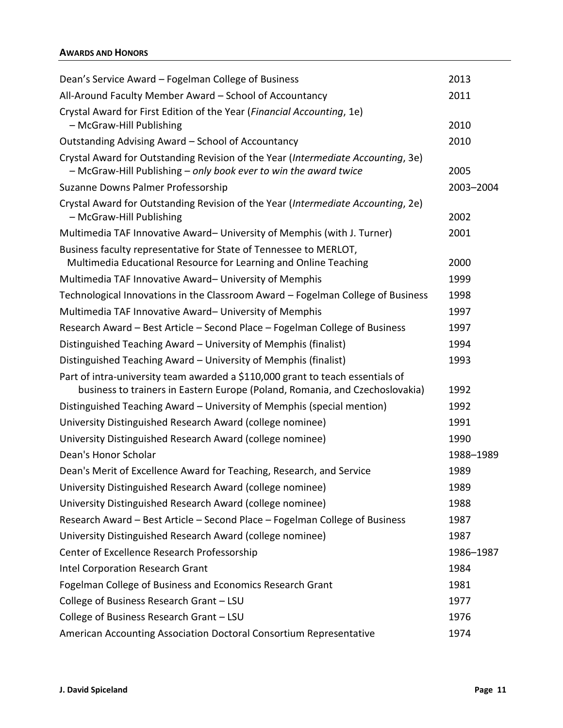**AWARDS AND HONORS**

| | |
|---|---|
| Dean's Service Award – Fogelman College of Business | 2013 |
| All-Around Faculty Member Award – School of Accountancy | 2011 |
| Crystal Award for First Edition of the Year (*Financial Accounting*, 1e) – McGraw-Hill Publishing | 2010 |
| Outstanding Advising Award – School of Accountancy | 2010 |
| Crystal Award for Outstanding Revision of the Year (*Intermediate Accounting*, 3e) – McGraw-Hill Publishing – *only book ever to win the award twice* | 2005 |
| Suzanne Downs Palmer Professorship | 2003–2004 |
| Crystal Award for Outstanding Revision of the Year (*Intermediate Accounting*, 2e) – McGraw-Hill Publishing | 2002 |
| Multimedia TAF Innovative Award– University of Memphis (with J. Turner) | 2001 |
| Business faculty representative for State of Tennessee to MERLOT, Multimedia Educational Resource for Learning and Online Teaching | 2000 |
| Multimedia TAF Innovative Award– University of Memphis | 1999 |
| Technological Innovations in the Classroom Award – Fogelman College of Business | 1998 |
| Multimedia TAF Innovative Award– University of Memphis | 1997 |
| Research Award – Best Article – Second Place – Fogelman College of Business | 1997 |
| Distinguished Teaching Award – University of Memphis (finalist) | 1994 |
| Distinguished Teaching Award – University of Memphis (finalist) | 1993 |
| Part of intra-university team awarded a $110,000 grant to teach essentials of business to trainers in Eastern Europe (Poland, Romania, and Czechoslovakia) | 1992 |
| Distinguished Teaching Award – University of Memphis (special mention) | 1992 |
| University Distinguished Research Award (college nominee) | 1991 |
| University Distinguished Research Award (college nominee) | 1990 |
| Dean's Honor Scholar | 1988–1989 |
| Dean's Merit of Excellence Award for Teaching, Research, and Service | 1989 |
| University Distinguished Research Award (college nominee) | 1989 |
| University Distinguished Research Award (college nominee) | 1988 |
| Research Award – Best Article – Second Place – Fogelman College of Business | 1987 |
| University Distinguished Research Award (college nominee) | 1987 |
| Center of Excellence Research Professorship | 1986–1987 |
| Intel Corporation Research Grant | 1984 |
| Fogelman College of Business and Economics Research Grant | 1981 |
| College of Business Research Grant – LSU | 1977 |
| College of Business Research Grant – LSU | 1976 |
| American Accounting Association Doctoral Consortium Representative | 1974 |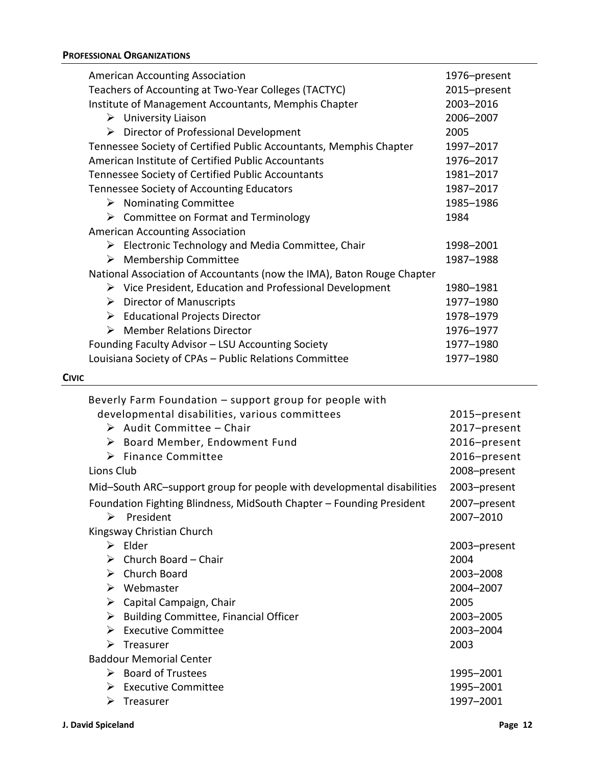**PROFESSIONAL ORGANIZATIONS**

| | |
|---|---|
| American Accounting Association | 1976–present |
| Teachers of Accounting at Two-Year Colleges (TACTYC) | 2015–present |
| Institute of Management Accountants, Memphis Chapter | 2003–2016 |
| ➢ University Liaison | 2006–2007 |
| ➢ Director of Professional Development | 2005 |
| Tennessee Society of Certified Public Accountants, Memphis Chapter | 1997–2017 |
| American Institute of Certified Public Accountants | 1976–2017 |
| Tennessee Society of Certified Public Accountants | 1981–2017 |
| Tennessee Society of Accounting Educators | 1987–2017 |
| ➢ Nominating Committee | 1985–1986 |
| ➢ Committee on Format and Terminology | 1984 |
| American Accounting Association | |
| ➢ Electronic Technology and Media Committee, Chair | 1998–2001 |
| ➢ Membership Committee | 1987–1988 |
| National Association of Accountants (now the IMA), Baton Rouge Chapter | |
| ➢ Vice President, Education and Professional Development | 1980–1981 |
| ➢ Director of Manuscripts | 1977–1980 |
| ➢ Educational Projects Director | 1978–1979 |
| ➢ Member Relations Director | 1976–1977 |
| Founding Faculty Advisor – LSU Accounting Society | 1977–1980 |
| Louisiana Society of CPAs – Public Relations Committee | 1977–1980 |

**CIVIC**

| | |
|---|---|
| Beverly Farm Foundation – support group for people with developmental disabilities, various committees | 2015–present |
| ➢ Audit Committee – Chair | 2017–present |
| ➢ Board Member, Endowment Fund | 2016–present |
| ➢ Finance Committee | 2016–present |
| Lions Club | 2008–present |
| Mid–South ARC–support group for people with developmental disabilities | 2003–present |
| Foundation Fighting Blindness, MidSouth Chapter – Founding President | 2007–present |
| ➢ President | 2007–2010 |
| Kingsway Christian Church | |
| ➢ Elder | 2003–present |
| ➢ Church Board – Chair | 2004 |
| ➢ Church Board | 2003–2008 |
| ➢ Webmaster | 2004–2007 |
| ➢ Capital Campaign, Chair | 2005 |
| ➢ Building Committee, Financial Officer | 2003–2005 |
| ➢ Executive Committee | 2003–2004 |
| ➢ Treasurer | 2003 |
| Baddour Memorial Center | |
| ➢ Board of Trustees | 1995–2001 |
| ➢ Executive Committee | 1995–2001 |
| ➢ Treasurer | 1997–2001 |